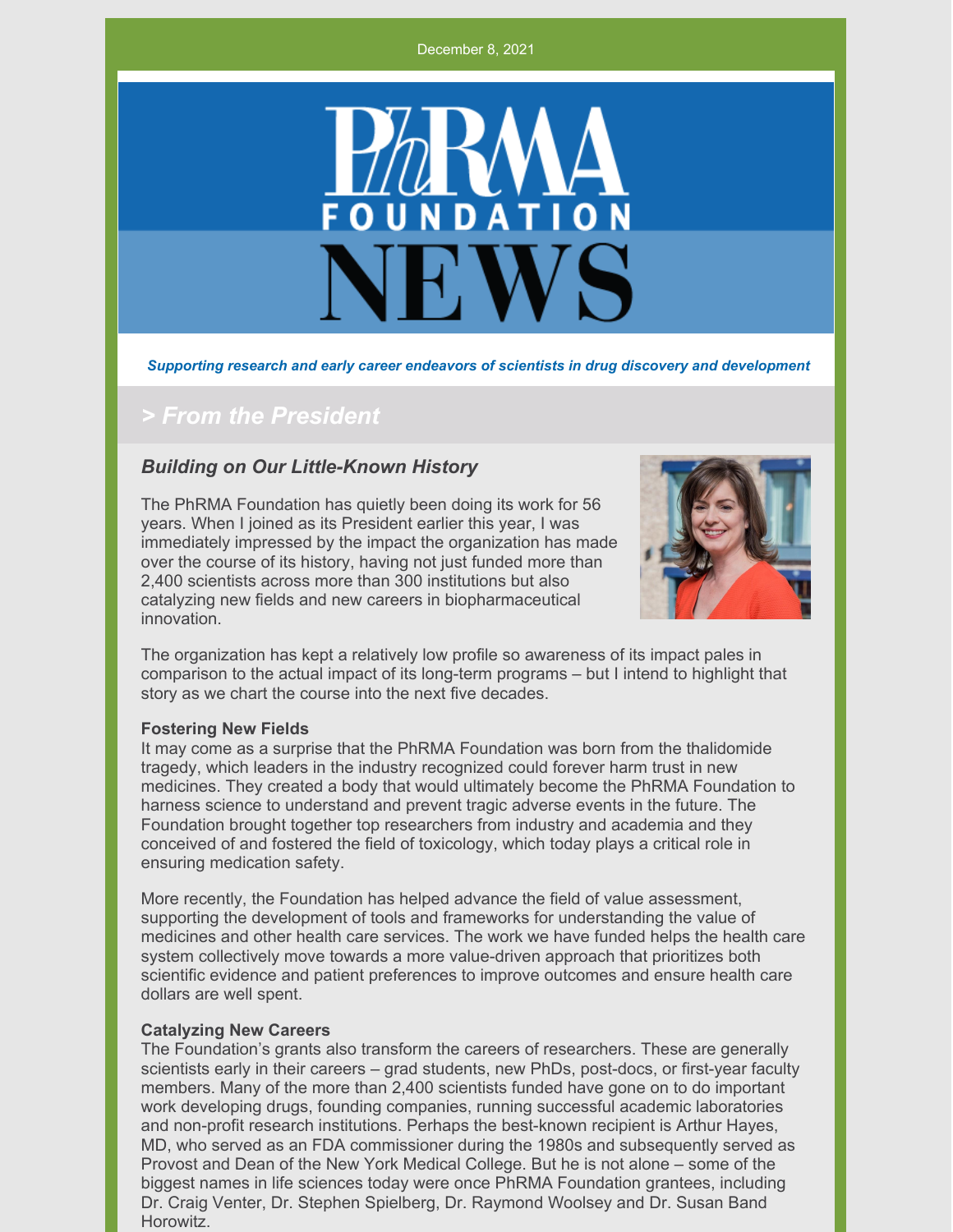December 8, 2021

# PhRMA FOUNDATION NEWS

*Supporting research and early career endeavors of scientists in drug discovery and development*

## > From the President

### *Building on Our Little-Known History*

The PhRMA Foundation has quietly been doing its work for 56 years. When I joined as its President earlier this year, I was immediately impressed by the impact the organization has made over the course of its history, having not just funded more than 2,400 scientists across more than 300 institutions but also catalyzing new fields and new careers in biopharmaceutical innovation.

The organization has kept a relatively low profile so awareness of its impact pales in comparison to the actual impact of its long-term programs – but I intend to highlight that story as we chart the course into the next five decades.

**Fostering New Fields**
It may come as a surprise that the PhRMA Foundation was born from the thalidomide tragedy, which leaders in the industry recognized could forever harm trust in new medicines. They created a body that would ultimately become the PhRMA Foundation to harness science to understand and prevent tragic adverse events in the future. The Foundation brought together top researchers from industry and academia and they conceived of and fostered the field of toxicology, which today plays a critical role in ensuring medication safety.

More recently, the Foundation has helped advance the field of value assessment, supporting the development of tools and frameworks for understanding the value of medicines and other health care services. The work we have funded helps the health care system collectively move towards a more value-driven approach that prioritizes both scientific evidence and patient preferences to improve outcomes and ensure health care dollars are well spent.

**Catalyzing New Careers**
The Foundation's grants also transform the careers of researchers. These are generally scientists early in their careers – grad students, new PhDs, post-docs, or first-year faculty members. Many of the more than 2,400 scientists funded have gone on to do important work developing drugs, founding companies, running successful academic laboratories and non-profit research institutions. Perhaps the best-known recipient is Arthur Hayes, MD, who served as an FDA commissioner during the 1980s and subsequently served as Provost and Dean of the New York Medical College. But he is not alone – some of the biggest names in life sciences today were once PhRMA Foundation grantees, including Dr. Craig Venter, Dr. Stephen Spielberg, Dr. Raymond Woolsey and Dr. Susan Band Horowitz.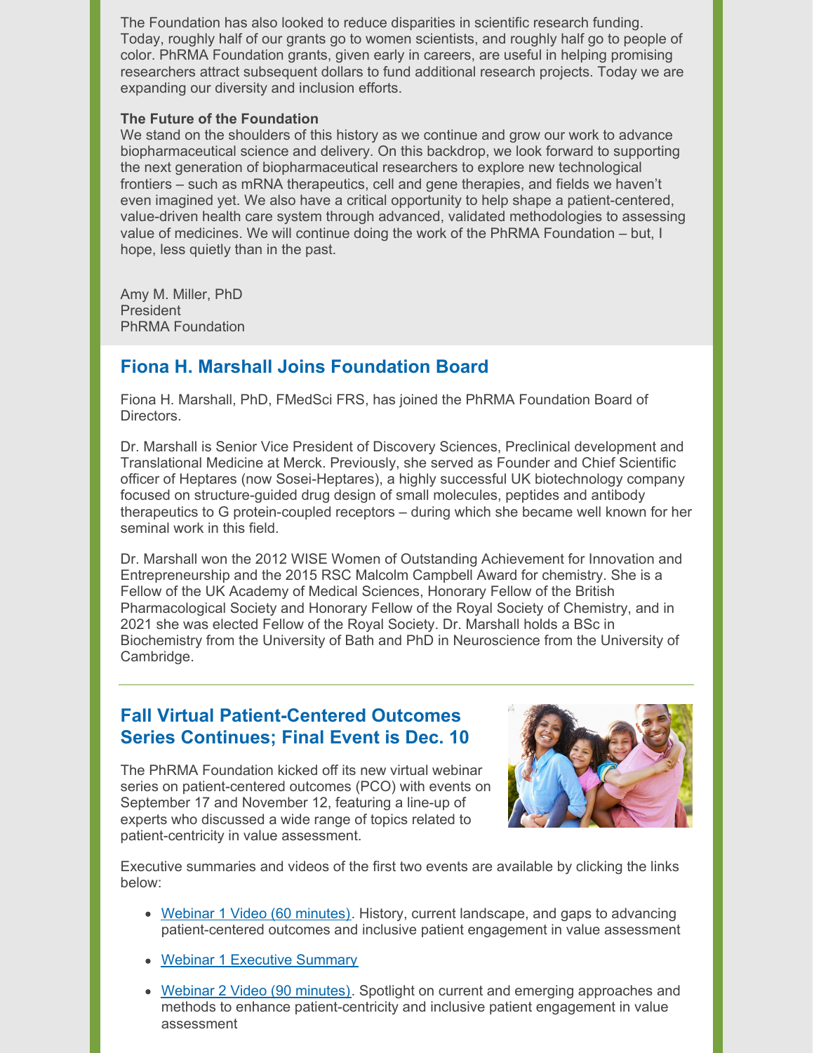The Foundation has also looked to reduce disparities in scientific research funding. Today, roughly half of our grants go to women scientists, and roughly half go to people of color. PhRMA Foundation grants, given early in careers, are useful in helping promising researchers attract subsequent dollars to fund additional research projects. Today we are expanding our diversity and inclusion efforts.

**The Future of the Foundation**

We stand on the shoulders of this history as we continue and grow our work to advance biopharmaceutical science and delivery. On this backdrop, we look forward to supporting the next generation of biopharmaceutical researchers to explore new technological frontiers – such as mRNA therapeutics, cell and gene therapies, and fields we haven't even imagined yet. We also have a critical opportunity to help shape a patient-centered, value-driven health care system through advanced, validated methodologies to assessing value of medicines. We will continue doing the work of the PhRMA Foundation – but, I hope, less quietly than in the past.

Amy M. Miller, PhD
President
PhRMA Foundation

## Fiona H. Marshall Joins Foundation Board

Fiona H. Marshall, PhD, FMedSci FRS, has joined the PhRMA Foundation Board of Directors.

Dr. Marshall is Senior Vice President of Discovery Sciences, Preclinical development and Translational Medicine at Merck. Previously, she served as Founder and Chief Scientific officer of Heptares (now Sosei-Heptares), a highly successful UK biotechnology company focused on structure-guided drug design of small molecules, peptides and antibody therapeutics to G protein-coupled receptors – during which she became well known for her seminal work in this field.

Dr. Marshall won the 2012 WISE Women of Outstanding Achievement for Innovation and Entrepreneurship and the 2015 RSC Malcolm Campbell Award for chemistry. She is a Fellow of the UK Academy of Medical Sciences, Honorary Fellow of the British Pharmacological Society and Honorary Fellow of the Royal Society of Chemistry, and in 2021 she was elected Fellow of the Royal Society. Dr. Marshall holds a BSc in Biochemistry from the University of Bath and PhD in Neuroscience from the University of Cambridge.

---

## Fall Virtual Patient-Centered Outcomes Series Continues; Final Event is Dec. 10

The PhRMA Foundation kicked off its new virtual webinar series on patient-centered outcomes (PCO) with events on September 17 and November 12, featuring a line-up of experts who discussed a wide range of topics related to patient-centricity in value assessment.

Executive summaries and videos of the first two events are available by clicking the links below:

- Webinar 1 Video (60 minutes). History, current landscape, and gaps to advancing patient-centered outcomes and inclusive patient engagement in value assessment
- Webinar 1 Executive Summary
- Webinar 2 Video (90 minutes). Spotlight on current and emerging approaches and methods to enhance patient-centricity and inclusive patient engagement in value assessment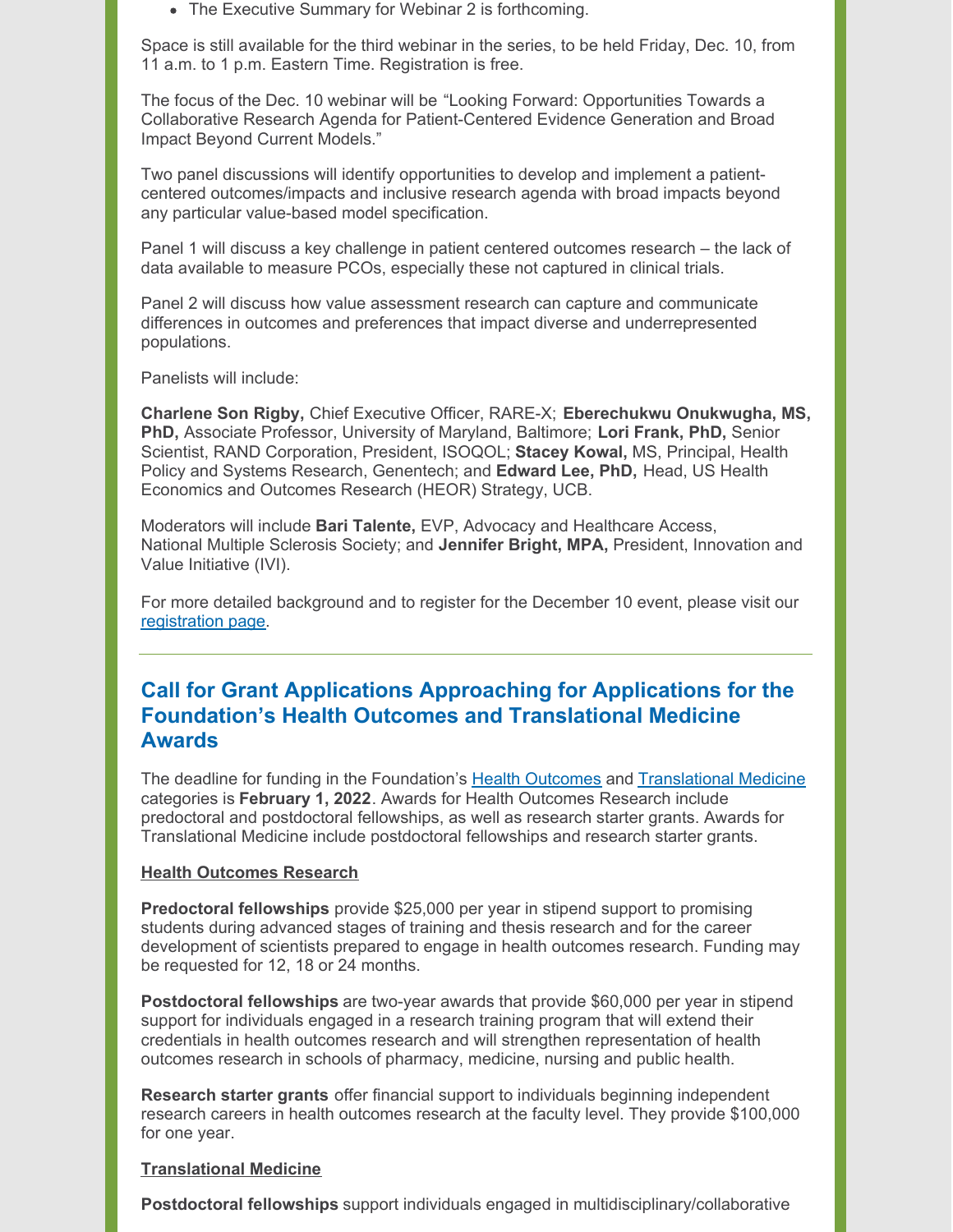- The Executive Summary for Webinar 2 is forthcoming.

Space is still available for the third webinar in the series, to be held Friday, Dec. 10, from 11 a.m. to 1 p.m. Eastern Time. Registration is free.

The focus of the Dec. 10 webinar will be "Looking Forward: Opportunities Towards a Collaborative Research Agenda for Patient-Centered Evidence Generation and Broad Impact Beyond Current Models."

Two panel discussions will identify opportunities to develop and implement a patient-centered outcomes/impacts and inclusive research agenda with broad impacts beyond any particular value-based model specification.

Panel 1 will discuss a key challenge in patient centered outcomes research – the lack of data available to measure PCOs, especially these not captured in clinical trials.

Panel 2 will discuss how value assessment research can capture and communicate differences in outcomes and preferences that impact diverse and underrepresented populations.

Panelists will include:

**Charlene Son Rigby,** Chief Executive Officer, RARE-X; **Eberechukwu Onukwugha, MS, PhD,** Associate Professor, University of Maryland, Baltimore; **Lori Frank, PhD,** Senior Scientist, RAND Corporation, President, ISOQOL; **Stacey Kowal,** MS, Principal, Health Policy and Systems Research, Genentech; and **Edward Lee, PhD,** Head, US Health Economics and Outcomes Research (HEOR) Strategy, UCB.

Moderators will include **Bari Talente,** EVP, Advocacy and Healthcare Access, National Multiple Sclerosis Society; and **Jennifer Bright, MPA,** President, Innovation and Value Initiative (IVI).

For more detailed background and to register for the December 10 event, please visit our registration page.

---

## Call for Grant Applications Approaching for Applications for the Foundation's Health Outcomes and Translational Medicine Awards

The deadline for funding in the Foundation's Health Outcomes and Translational Medicine categories is **February 1, 2022**. Awards for Health Outcomes Research include predoctoral and postdoctoral fellowships, as well as research starter grants. Awards for Translational Medicine include postdoctoral fellowships and research starter grants.

### Health Outcomes Research

**Predoctoral fellowships** provide $25,000 per year in stipend support to promising students during advanced stages of training and thesis research and for the career development of scientists prepared to engage in health outcomes research. Funding may be requested for 12, 18 or 24 months.

**Postdoctoral fellowships** are two-year awards that provide $60,000 per year in stipend support for individuals engaged in a research training program that will extend their credentials in health outcomes research and will strengthen representation of health outcomes research in schools of pharmacy, medicine, nursing and public health.

**Research starter grants** offer financial support to individuals beginning independent research careers in health outcomes research at the faculty level. They provide $100,000 for one year.

### Translational Medicine

**Postdoctoral fellowships** support individuals engaged in multidisciplinary/collaborative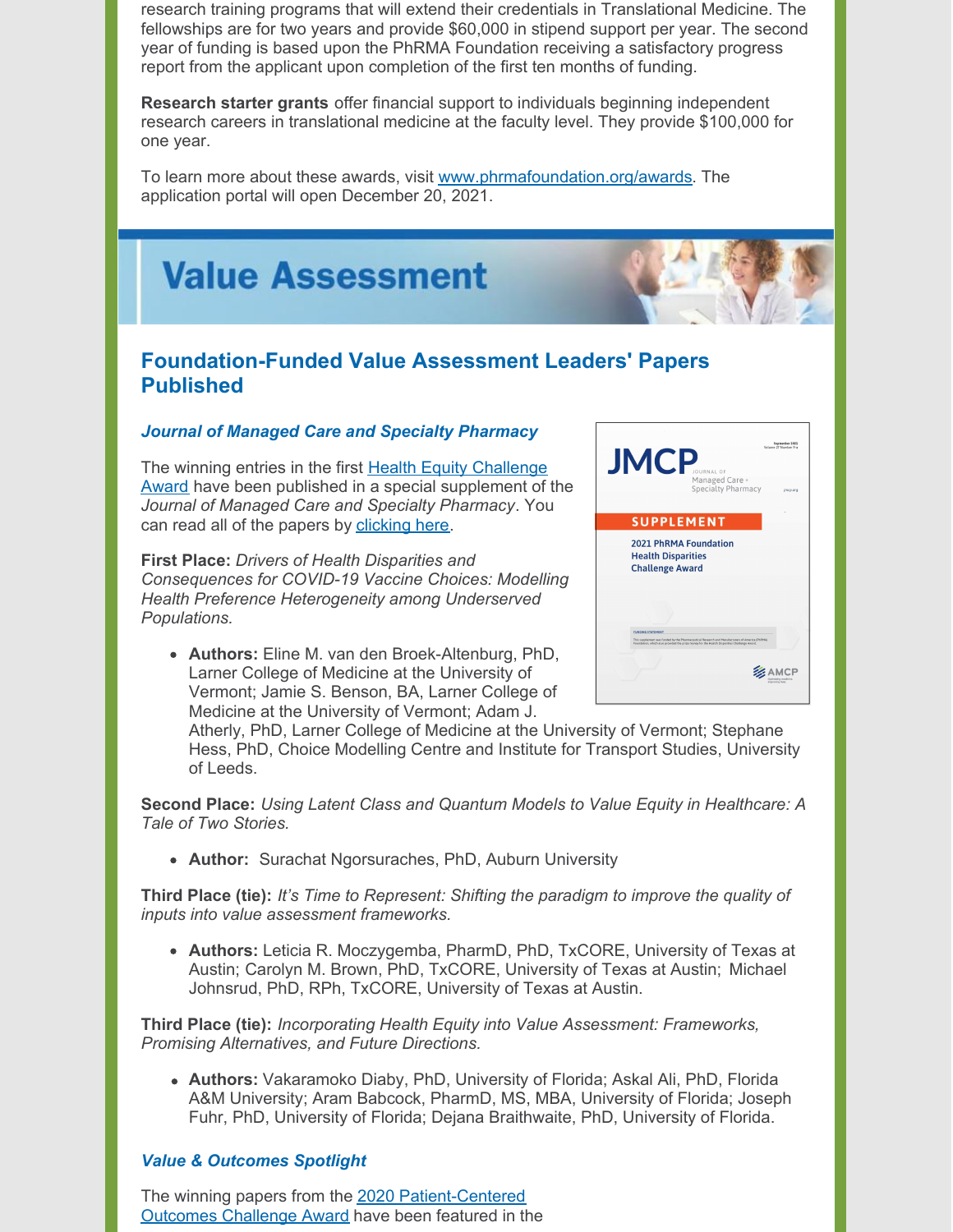research training programs that will extend their credentials in Translational Medicine. The fellowships are for two years and provide $60,000 in stipend support per year. The second year of funding is based upon the PhRMA Foundation receiving a satisfactory progress report from the applicant upon completion of the first ten months of funding.

**Research starter grants** offer financial support to individuals beginning independent research careers in translational medicine at the faculty level. They provide $100,000 for one year.

To learn more about these awards, visit [www.phrmafoundation.org/awards](www.phrmafoundation.org/awards). The application portal will open December 20, 2021.

# Value Assessment

## Foundation-Funded Value Assessment Leaders' Papers Published

### *Journal of Managed Care and Specialty Pharmacy*

The winning entries in the first [Health Equity Challenge Award](#) have been published in a special supplement of the *Journal of Managed Care and Specialty Pharmacy*. You can read all of the papers by [clicking here](#).

**First Place:** *Drivers of Health Disparities and Consequences for COVID-19 Vaccine Choices: Modelling Health Preference Heterogeneity among Underserved Populations.*

- **Authors:** Eline M. van den Broek-Altenburg, PhD, Larner College of Medicine at the University of Vermont; Jamie S. Benson, BA, Larner College of Medicine at the University of Vermont; Adam J. Atherly, PhD, Larner College of Medicine at the University of Vermont; Stephane Hess, PhD, Choice Modelling Centre and Institute for Transport Studies, University of Leeds.

**Second Place:** *Using Latent Class and Quantum Models to Value Equity in Healthcare: A Tale of Two Stories.*

- **Author:** Surachat Ngorsuraches, PhD, Auburn University

**Third Place (tie):** *It's Time to Represent: Shifting the paradigm to improve the quality of inputs into value assessment frameworks.*

- **Authors:** Leticia R. Moczygemba, PharmD, PhD, TxCORE, University of Texas at Austin; Carolyn M. Brown, PhD, TxCORE, University of Texas at Austin; Michael Johnsrud, PhD, RPh, TxCORE, University of Texas at Austin.

**Third Place (tie):** *Incorporating Health Equity into Value Assessment: Frameworks, Promising Alternatives, and Future Directions.*

- **Authors:** Vakaramoko Diaby, PhD, University of Florida; Askal Ali, PhD, Florida A&M University; Aram Babcock, PharmD, MS, MBA, University of Florida; Joseph Fuhr, PhD, University of Florida; Dejana Braithwaite, PhD, University of Florida.

### *Value & Outcomes Spotlight*

The winning papers from the [2020 Patient-Centered Outcomes Challenge Award](#) have been featured in the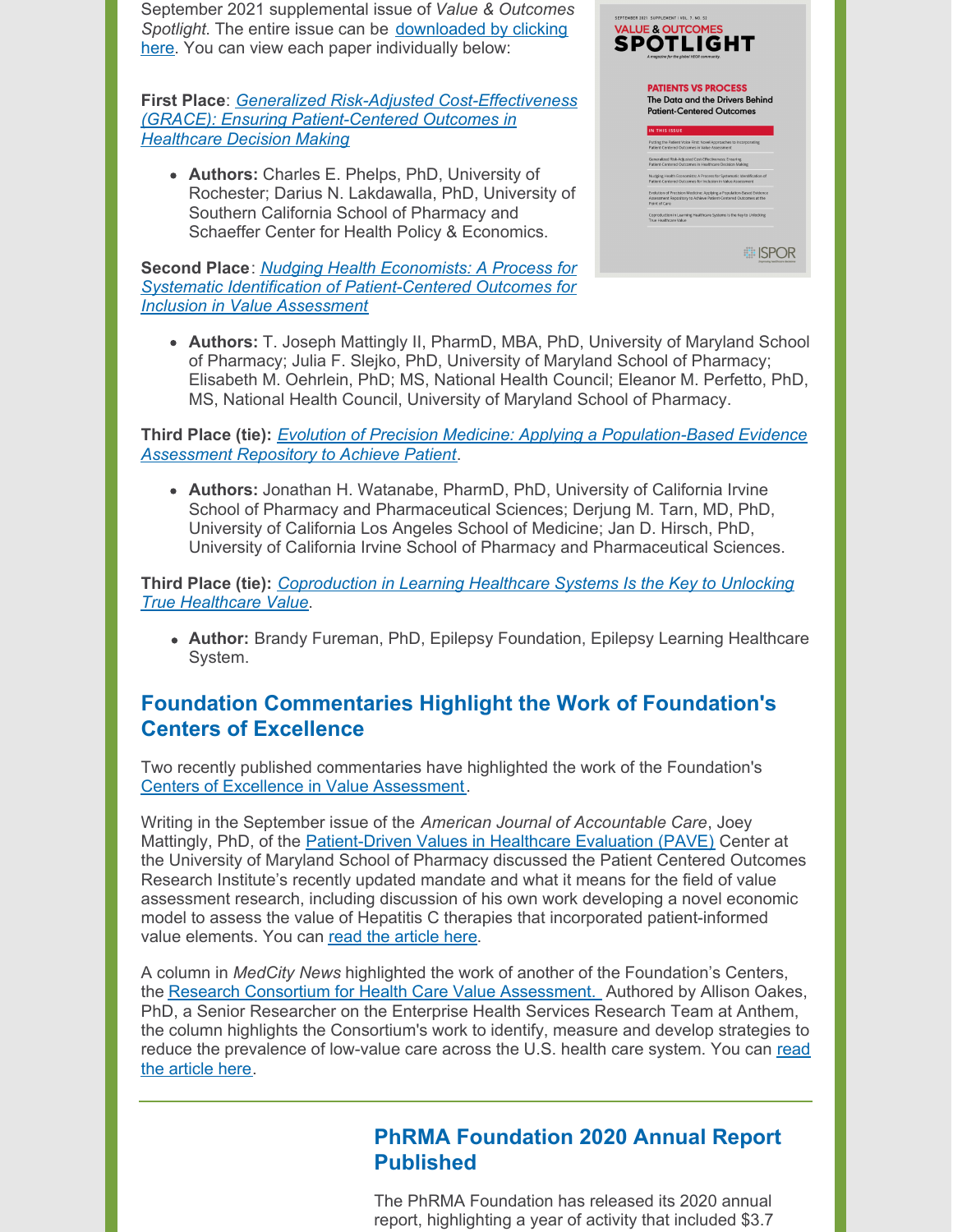September 2021 supplemental issue of *Value & Outcomes Spotlight*. The entire issue can be downloaded by clicking here. You can view each paper individually below:

**First Place**: *Generalized Risk-Adjusted Cost-Effectiveness (GRACE): Ensuring Patient-Centered Outcomes in Healthcare Decision Making*

- **Authors:** Charles E. Phelps, PhD, University of Rochester; Darius N. Lakdawalla, PhD, University of Southern California School of Pharmacy and Schaeffer Center for Health Policy & Economics.

**Second Place**: *Nudging Health Economists: A Process for Systematic Identification of Patient-Centered Outcomes for Inclusion in Value Assessment*

- **Authors:** T. Joseph Mattingly II, PharmD, MBA, PhD, University of Maryland School of Pharmacy; Julia F. Slejko, PhD, University of Maryland School of Pharmacy; Elisabeth M. Oehrlein, PhD; MS, National Health Council; Eleanor M. Perfetto, PhD, MS, National Health Council, University of Maryland School of Pharmacy.

**Third Place (tie):** *Evolution of Precision Medicine: Applying a Population-Based Evidence Assessment Repository to Achieve Patient*.

- **Authors:** Jonathan H. Watanabe, PharmD, PhD, University of California Irvine School of Pharmacy and Pharmaceutical Sciences; Derjung M. Tarn, MD, PhD, University of California Los Angeles School of Medicine; Jan D. Hirsch, PhD, University of California Irvine School of Pharmacy and Pharmaceutical Sciences.

**Third Place (tie):** *Coproduction in Learning Healthcare Systems Is the Key to Unlocking True Healthcare Value*.

- **Author:** Brandy Fureman, PhD, Epilepsy Foundation, Epilepsy Learning Healthcare System.

## Foundation Commentaries Highlight the Work of Foundation's Centers of Excellence

Two recently published commentaries have highlighted the work of the Foundation's Centers of Excellence in Value Assessment.

Writing in the September issue of the *American Journal of Accountable Care*, Joey Mattingly, PhD, of the Patient-Driven Values in Healthcare Evaluation (PAVE) Center at the University of Maryland School of Pharmacy discussed the Patient Centered Outcomes Research Institute's recently updated mandate and what it means for the field of value assessment research, including discussion of his own work developing a novel economic model to assess the value of Hepatitis C therapies that incorporated patient-informed value elements. You can read the article here.

A column in *MedCity News* highlighted the work of another of the Foundation's Centers, the Research Consortium for Health Care Value Assessment. Authored by Allison Oakes, PhD, a Senior Researcher on the Enterprise Health Services Research Team at Anthem, the column highlights the Consortium's work to identify, measure and develop strategies to reduce the prevalence of low-value care across the U.S. health care system. You can read the article here.

## PhRMA Foundation 2020 Annual Report Published

The PhRMA Foundation has released its 2020 annual report, highlighting a year of activity that included $3.7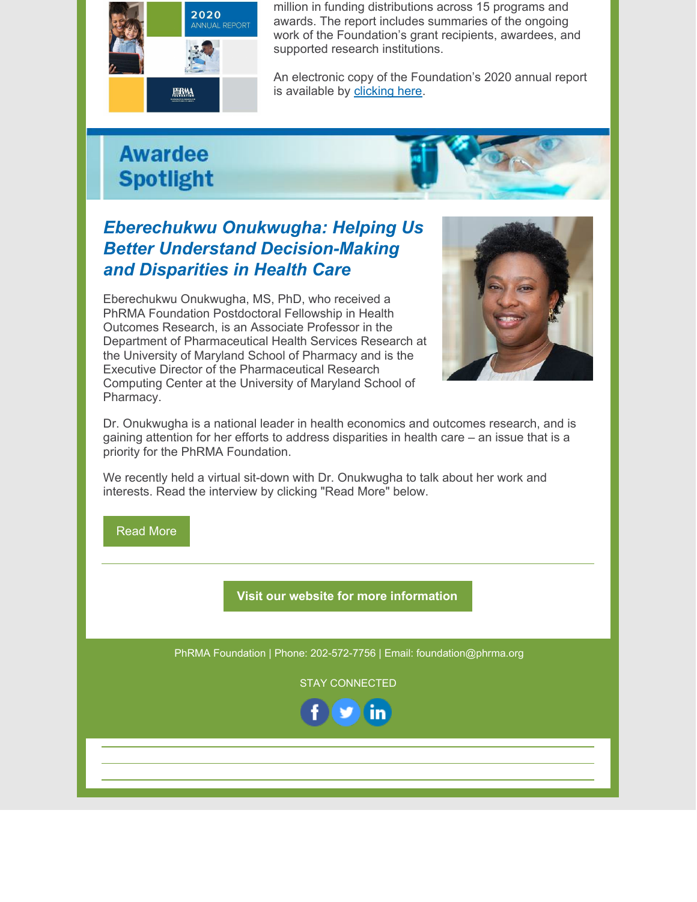million in funding distributions across 15 programs and awards. The report includes summaries of the ongoing work of the Foundation's grant recipients, awardees, and supported research institutions.

An electronic copy of the Foundation's 2020 annual report is available by [clicking here].

## Awardee Spotlight

### *Eberechukwu Onukwugha: Helping Us Better Understand Decision-Making and Disparities in Health Care*

Eberechukwu Onukwugha, MS, PhD, who received a PhRMA Foundation Postdoctoral Fellowship in Health Outcomes Research, is an Associate Professor in the Department of Pharmaceutical Health Services Research at the University of Maryland School of Pharmacy and is the Executive Director of the Pharmaceutical Research Computing Center at the University of Maryland School of Pharmacy.

Dr. Onukwugha is a national leader in health economics and outcomes research, and is gaining attention for her efforts to address disparities in health care – an issue that is a priority for the PhRMA Foundation.

We recently held a virtual sit-down with Dr. Onukwugha to talk about her work and interests. Read the interview by clicking "Read More" below.

Read More

---

**Visit our website for more information**

PhRMA Foundation | Phone: 202-572-7756 | Email: foundation@phrma.org

STAY CONNECTED